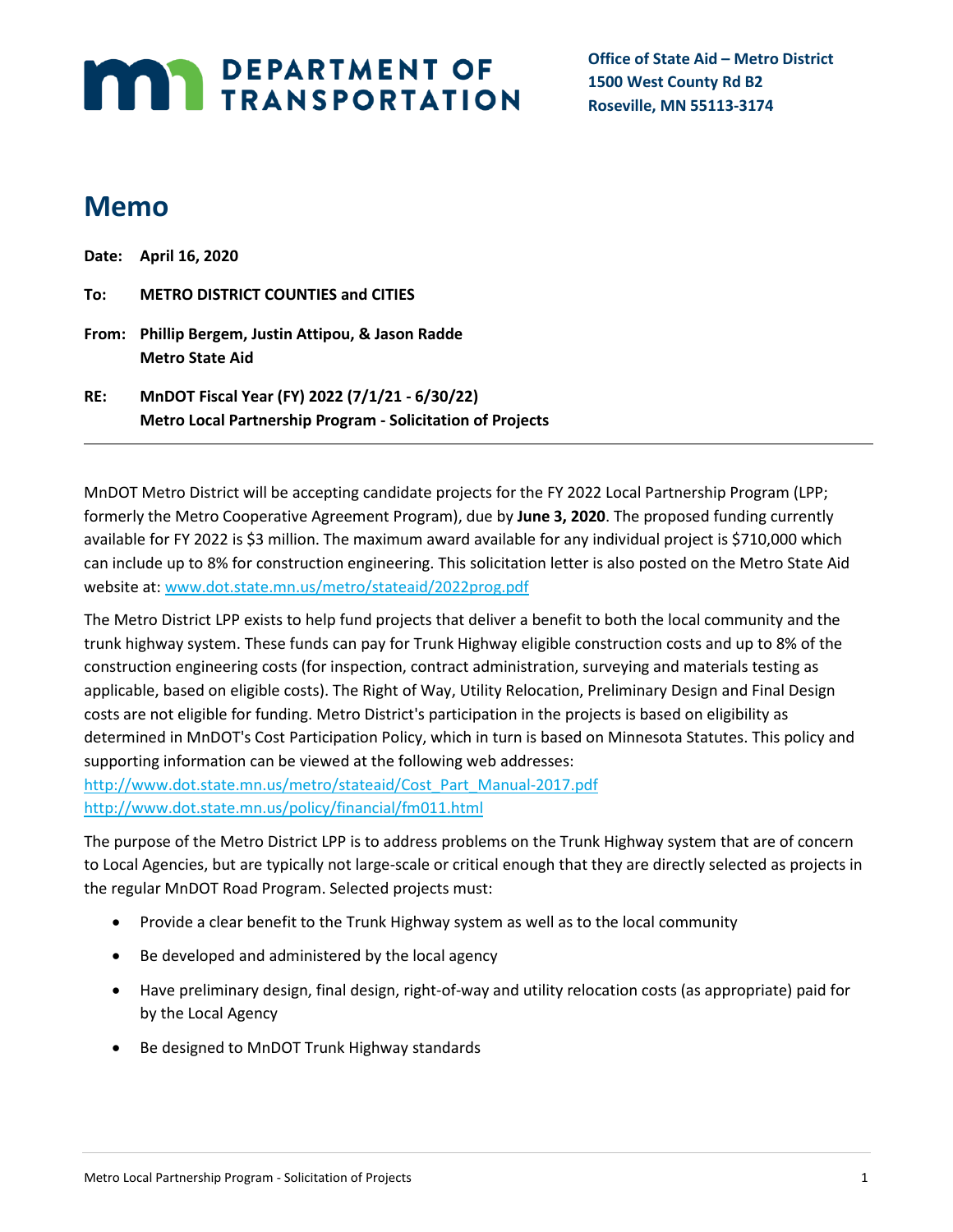**Office of State Aid – Metro District**
**1500 West County Rd B2**
**Roseville, MN 55113-3174**

# Memo

**Date:** **April 16, 2020**

**To:** **METRO DISTRICT COUNTIES and CITIES**

**From:** **Phillip Bergem, Justin Attipou, & Jason Radde**
**Metro State Aid**

**RE:** **MnDOT Fiscal Year (FY) 2022 (7/1/21 - 6/30/22)**
**Metro Local Partnership Program - Solicitation of Projects**

---

MnDOT Metro District will be accepting candidate projects for the FY 2022 Local Partnership Program (LPP; formerly the Metro Cooperative Agreement Program), due by **June 3, 2020**. The proposed funding currently available for FY 2022 is $3 million. The maximum award available for any individual project is $710,000 which can include up to 8% for construction engineering. This solicitation letter is also posted on the Metro State Aid website at: www.dot.state.mn.us/metro/stateaid/2022prog.pdf

The Metro District LPP exists to help fund projects that deliver a benefit to both the local community and the trunk highway system. These funds can pay for Trunk Highway eligible construction costs and up to 8% of the construction engineering costs (for inspection, contract administration, surveying and materials testing as applicable, based on eligible costs). The Right of Way, Utility Relocation, Preliminary Design and Final Design costs are not eligible for funding. Metro District's participation in the projects is based on eligibility as determined in MnDOT's Cost Participation Policy, which in turn is based on Minnesota Statutes. This policy and supporting information can be viewed at the following web addresses:
http://www.dot.state.mn.us/metro/stateaid/Cost_Part_Manual-2017.pdf
http://www.dot.state.mn.us/policy/financial/fm011.html

The purpose of the Metro District LPP is to address problems on the Trunk Highway system that are of concern to Local Agencies, but are typically not large-scale or critical enough that they are directly selected as projects in the regular MnDOT Road Program. Selected projects must:

- Provide a clear benefit to the Trunk Highway system as well as to the local community
- Be developed and administered by the local agency
- Have preliminary design, final design, right-of-way and utility relocation costs (as appropriate) paid for by the Local Agency
- Be designed to MnDOT Trunk Highway standards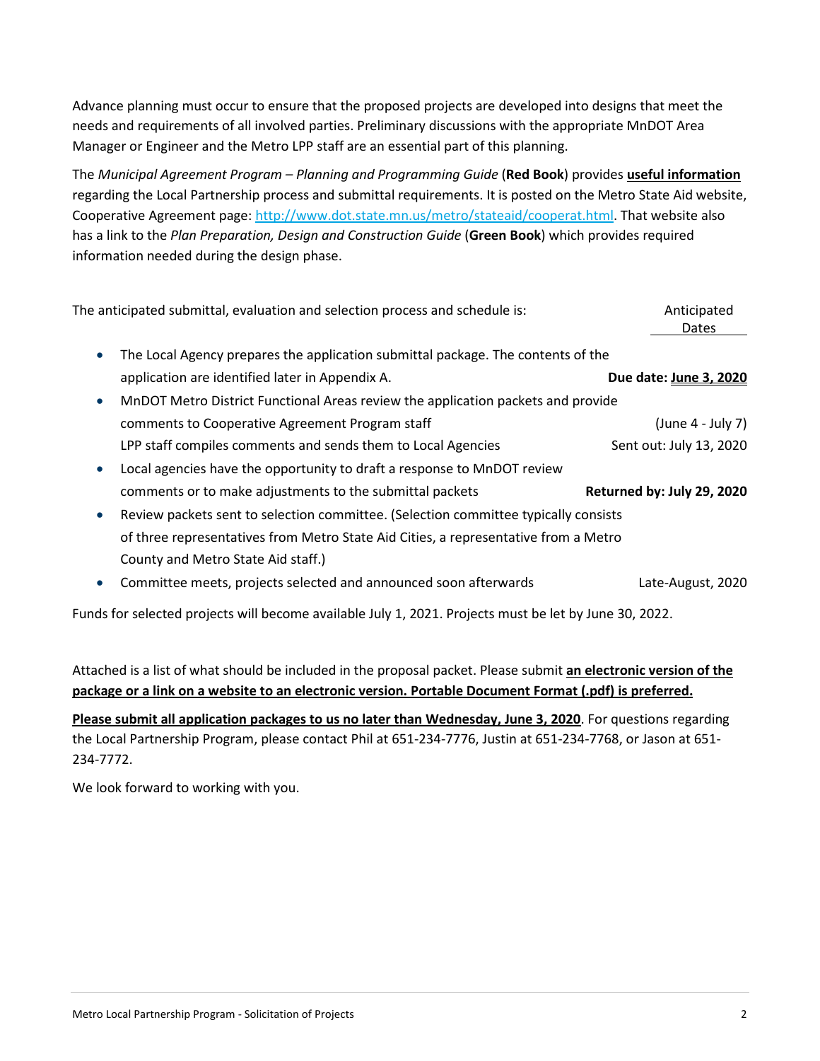Advance planning must occur to ensure that the proposed projects are developed into designs that meet the needs and requirements of all involved parties. Preliminary discussions with the appropriate MnDOT Area Manager or Engineer and the Metro LPP staff are an essential part of this planning.

The *Municipal Agreement Program – Planning and Programming Guide* (**Red Book**) provides **useful information** regarding the Local Partnership process and submittal requirements. It is posted on the Metro State Aid website, Cooperative Agreement page: http://www.dot.state.mn.us/metro/stateaid/cooperat.html. That website also has a link to the *Plan Preparation, Design and Construction Guide* (**Green Book**) which provides required information needed during the design phase.

The anticipated submittal, evaluation and selection process and schedule is:

| | Anticipated Dates |
|---|---|
| • The Local Agency prepares the application submittal package. The contents of the application are identified later in Appendix A. | **Due date: June 3, 2020** |
| • MnDOT Metro District Functional Areas review the application packets and provide comments to Cooperative Agreement Program staff | (June 4 - July 7) |
| LPP staff compiles comments and sends them to Local Agencies | Sent out: July 13, 2020 |
| • Local agencies have the opportunity to draft a response to MnDOT review comments or to make adjustments to the submittal packets | **Returned by: July 29, 2020** |
| • Review packets sent to selection committee. (Selection committee typically consists of three representatives from Metro State Aid Cities, a representative from a Metro County and Metro State Aid staff.) | |
| • Committee meets, projects selected and announced soon afterwards | Late-August, 2020 |

Funds for selected projects will become available July 1, 2021. Projects must be let by June 30, 2022.

Attached is a list of what should be included in the proposal packet. Please submit **an electronic version of the package or a link on a website to an electronic version. Portable Document Format (.pdf) is preferred.**

**Please submit all application packages to us no later than Wednesday, June 3, 2020**. For questions regarding the Local Partnership Program, please contact Phil at 651-234-7776, Justin at 651-234-7768, or Jason at 651-234-7772.

We look forward to working with you.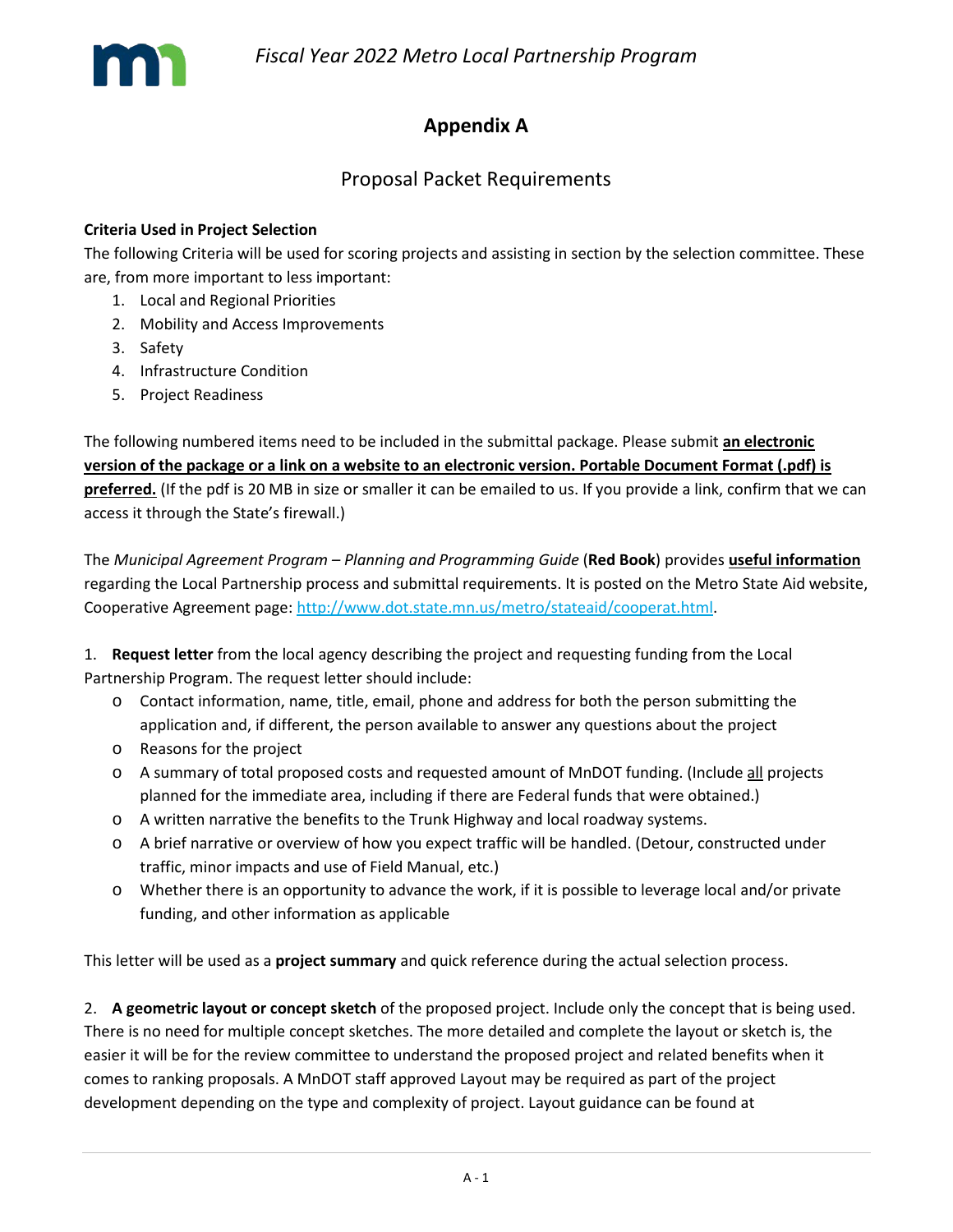# Appendix A

## Proposal Packet Requirements

**Criteria Used in Project Selection**

The following Criteria will be used for scoring projects and assisting in section by the selection committee. These are, from more important to less important:

1. Local and Regional Priorities
2. Mobility and Access Improvements
3. Safety
4. Infrastructure Condition
5. Project Readiness

The following numbered items need to be included in the submittal package. Please submit **an electronic version of the package or a link on a website to an electronic version. Portable Document Format (.pdf) is preferred.** (If the pdf is 20 MB in size or smaller it can be emailed to us. If you provide a link, confirm that we can access it through the State's firewall.)

The *Municipal Agreement Program – Planning and Programming Guide* (**Red Book**) provides **useful information** regarding the Local Partnership process and submittal requirements. It is posted on the Metro State Aid website, Cooperative Agreement page: http://www.dot.state.mn.us/metro/stateaid/cooperat.html.

1. **Request letter** from the local agency describing the project and requesting funding from the Local Partnership Program. The request letter should include:
   - Contact information, name, title, email, phone and address for both the person submitting the application and, if different, the person available to answer any questions about the project
   - Reasons for the project
   - A summary of total proposed costs and requested amount of MnDOT funding. (Include all projects planned for the immediate area, including if there are Federal funds that were obtained.)
   - A written narrative the benefits to the Trunk Highway and local roadway systems.
   - A brief narrative or overview of how you expect traffic will be handled. (Detour, constructed under traffic, minor impacts and use of Field Manual, etc.)
   - Whether there is an opportunity to advance the work, if it is possible to leverage local and/or private funding, and other information as applicable

This letter will be used as a **project summary** and quick reference during the actual selection process.

2. **A geometric layout or concept sketch** of the proposed project. Include only the concept that is being used. There is no need for multiple concept sketches. The more detailed and complete the layout or sketch is, the easier it will be for the review committee to understand the proposed project and related benefits when it comes to ranking proposals. A MnDOT staff approved Layout may be required as part of the project development depending on the type and complexity of project. Layout guidance can be found at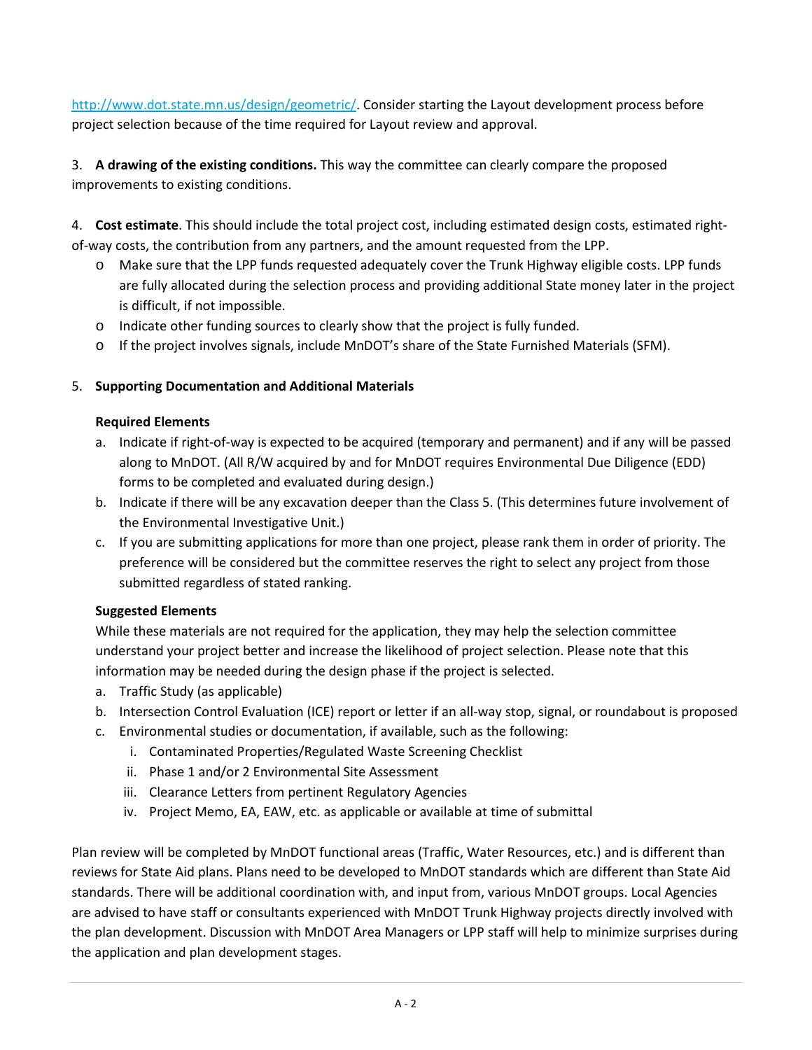http://www.dot.state.mn.us/design/geometric/. Consider starting the Layout development process before project selection because of the time required for Layout review and approval.

3. **A drawing of the existing conditions.** This way the committee can clearly compare the proposed improvements to existing conditions.

4. **Cost estimate**. This should include the total project cost, including estimated design costs, estimated right-of-way costs, the contribution from any partners, and the amount requested from the LPP.
   - Make sure that the LPP funds requested adequately cover the Trunk Highway eligible costs. LPP funds are fully allocated during the selection process and providing additional State money later in the project is difficult, if not impossible.
   - Indicate other funding sources to clearly show that the project is fully funded.
   - If the project involves signals, include MnDOT's share of the State Furnished Materials (SFM).

5. **Supporting Documentation and Additional Materials**

   **Required Elements**

   a. Indicate if right-of-way is expected to be acquired (temporary and permanent) and if any will be passed along to MnDOT. (All R/W acquired by and for MnDOT requires Environmental Due Diligence (EDD) forms to be completed and evaluated during design.)
   b. Indicate if there will be any excavation deeper than the Class 5. (This determines future involvement of the Environmental Investigative Unit.)
   c. If you are submitting applications for more than one project, please rank them in order of priority. The preference will be considered but the committee reserves the right to select any project from those submitted regardless of stated ranking.

   **Suggested Elements**

   While these materials are not required for the application, they may help the selection committee understand your project better and increase the likelihood of project selection. Please note that this information may be needed during the design phase if the project is selected.

   a. Traffic Study (as applicable)
   b. Intersection Control Evaluation (ICE) report or letter if an all-way stop, signal, or roundabout is proposed
   c. Environmental studies or documentation, if available, such as the following:
      i. Contaminated Properties/Regulated Waste Screening Checklist
      ii. Phase 1 and/or 2 Environmental Site Assessment
      iii. Clearance Letters from pertinent Regulatory Agencies
      iv. Project Memo, EA, EAW, etc. as applicable or available at time of submittal

Plan review will be completed by MnDOT functional areas (Traffic, Water Resources, etc.) and is different than reviews for State Aid plans. Plans need to be developed to MnDOT standards which are different than State Aid standards. There will be additional coordination with, and input from, various MnDOT groups. Local Agencies are advised to have staff or consultants experienced with MnDOT Trunk Highway projects directly involved with the plan development. Discussion with MnDOT Area Managers or LPP staff will help to minimize surprises during the application and plan development stages.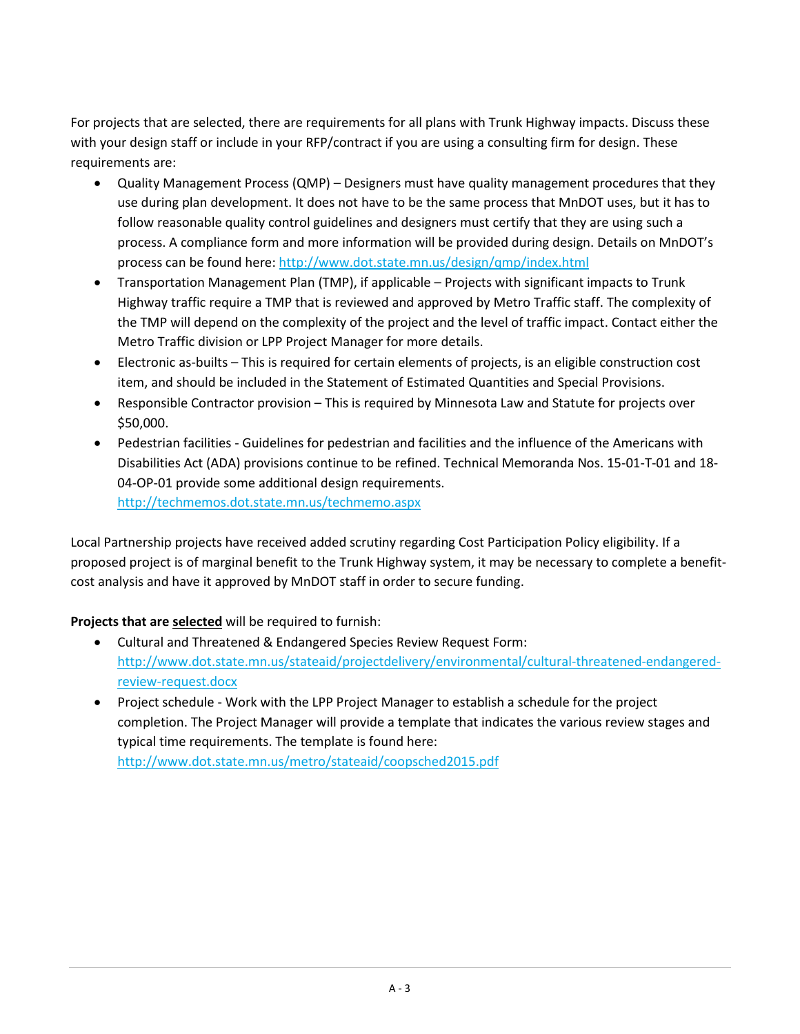For projects that are selected, there are requirements for all plans with Trunk Highway impacts. Discuss these with your design staff or include in your RFP/contract if you are using a consulting firm for design. These requirements are:

- Quality Management Process (QMP) – Designers must have quality management procedures that they use during plan development. It does not have to be the same process that MnDOT uses, but it has to follow reasonable quality control guidelines and designers must certify that they are using such a process. A compliance form and more information will be provided during design. Details on MnDOT's process can be found here: http://www.dot.state.mn.us/design/qmp/index.html
- Transportation Management Plan (TMP), if applicable – Projects with significant impacts to Trunk Highway traffic require a TMP that is reviewed and approved by Metro Traffic staff. The complexity of the TMP will depend on the complexity of the project and the level of traffic impact. Contact either the Metro Traffic division or LPP Project Manager for more details.
- Electronic as-builts – This is required for certain elements of projects, is an eligible construction cost item, and should be included in the Statement of Estimated Quantities and Special Provisions.
- Responsible Contractor provision – This is required by Minnesota Law and Statute for projects over $50,000.
- Pedestrian facilities - Guidelines for pedestrian and facilities and the influence of the Americans with Disabilities Act (ADA) provisions continue to be refined. Technical Memoranda Nos. 15-01-T-01 and 18-04-OP-01 provide some additional design requirements. http://techmemos.dot.state.mn.us/techmemo.aspx

Local Partnership projects have received added scrutiny regarding Cost Participation Policy eligibility. If a proposed project is of marginal benefit to the Trunk Highway system, it may be necessary to complete a benefit-cost analysis and have it approved by MnDOT staff in order to secure funding.

**Projects that are <u>selected</u>** will be required to furnish:

- Cultural and Threatened & Endangered Species Review Request Form: http://www.dot.state.mn.us/stateaid/projectdelivery/environmental/cultural-threatened-endangered-review-request.docx
- Project schedule - Work with the LPP Project Manager to establish a schedule for the project completion. The Project Manager will provide a template that indicates the various review stages and typical time requirements. The template is found here: http://www.dot.state.mn.us/metro/stateaid/coopsched2015.pdf